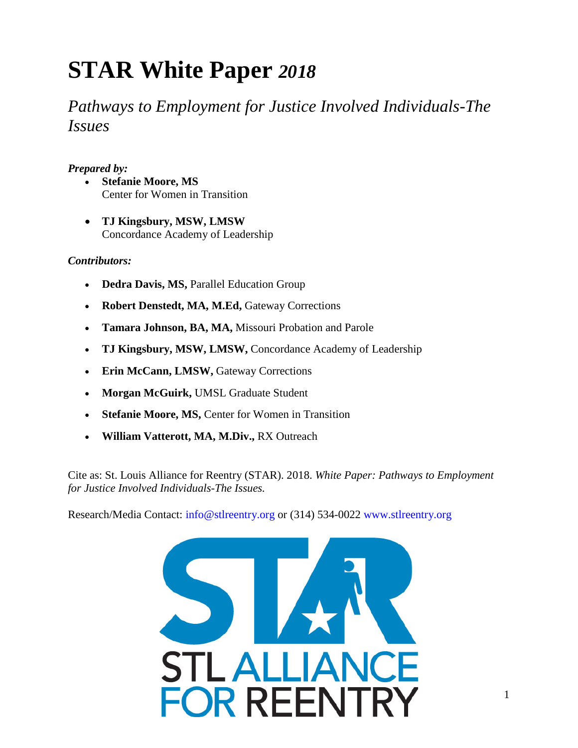# STAR White Paper *2018*

## *Pathways to Employment for Justice Involved Individuals-The Issues*

***Prepared by:***

- **Stefanie Moore, MS**
  Center for Women in Transition
- **TJ Kingsbury, MSW, LMSW**
  Concordance Academy of Leadership

***Contributors:***

- **Dedra Davis, MS,** Parallel Education Group
- **Robert Denstedt, MA, M.Ed,** Gateway Corrections
- **Tamara Johnson, BA, MA,** Missouri Probation and Parole
- **TJ Kingsbury, MSW, LMSW,** Concordance Academy of Leadership
- **Erin McCann, LMSW,** Gateway Corrections
- **Morgan McGuirk,** UMSL Graduate Student
- **Stefanie Moore, MS,** Center for Women in Transition
- **William Vatterott, MA, M.Div.,** RX Outreach

Cite as: St. Louis Alliance for Reentry (STAR). 2018. *White Paper: Pathways to Employment for Justice Involved Individuals-The Issues.*

Research/Media Contact: info@stlreentry.org or (314) 534-0022 www.stlreentry.org

STAR
STL ALLIANCE FOR REENTRY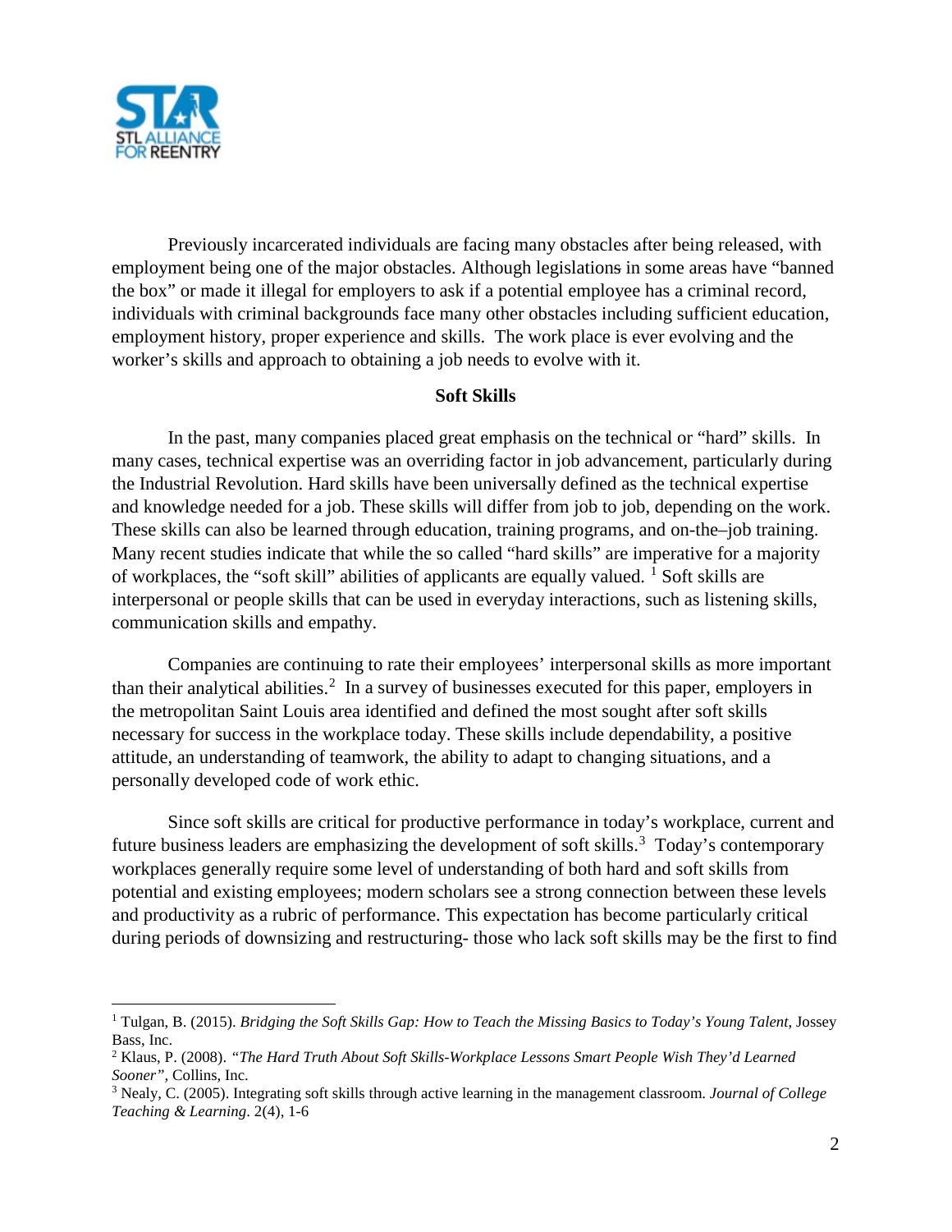Previously incarcerated individuals are facing many obstacles after being released, with employment being one of the major obstacles. Although legislations in some areas have "banned the box" or made it illegal for employers to ask if a potential employee has a criminal record, individuals with criminal backgrounds face many other obstacles including sufficient education, employment history, proper experience and skills. The work place is ever evolving and the worker's skills and approach to obtaining a job needs to evolve with it.

**Soft Skills**

In the past, many companies placed great emphasis on the technical or "hard" skills. In many cases, technical expertise was an overriding factor in job advancement, particularly during the Industrial Revolution. Hard skills have been universally defined as the technical expertise and knowledge needed for a job. These skills will differ from job to job, depending on the work. These skills can also be learned through education, training programs, and on-the–job training. Many recent studies indicate that while the so called "hard skills" are imperative for a majority of workplaces, the "soft skill" abilities of applicants are equally valued. [1] Soft skills are interpersonal or people skills that can be used in everyday interactions, such as listening skills, communication skills and empathy.

Companies are continuing to rate their employees' interpersonal skills as more important than their analytical abilities.[2] In a survey of businesses executed for this paper, employers in the metropolitan Saint Louis area identified and defined the most sought after soft skills necessary for success in the workplace today. These skills include dependability, a positive attitude, an understanding of teamwork, the ability to adapt to changing situations, and a personally developed code of work ethic.

Since soft skills are critical for productive performance in today's workplace, current and future business leaders are emphasizing the development of soft skills.[3] Today's contemporary workplaces generally require some level of understanding of both hard and soft skills from potential and existing employees; modern scholars see a strong connection between these levels and productivity as a rubric of performance. This expectation has become particularly critical during periods of downsizing and restructuring- those who lack soft skills may be the first to find

---

[1] Tulgan, B. (2015). *Bridging the Soft Skills Gap: How to Teach the Missing Basics to Today's Young Talent*, Jossey Bass, Inc.

[2] Klaus, P. (2008). *"The Hard Truth About Soft Skills-Workplace Lessons Smart People Wish They'd Learned Sooner"*, Collins, Inc.

[3] Nealy, C. (2005). Integrating soft skills through active learning in the management classroom. *Journal of College Teaching & Learning*. 2(4), 1-6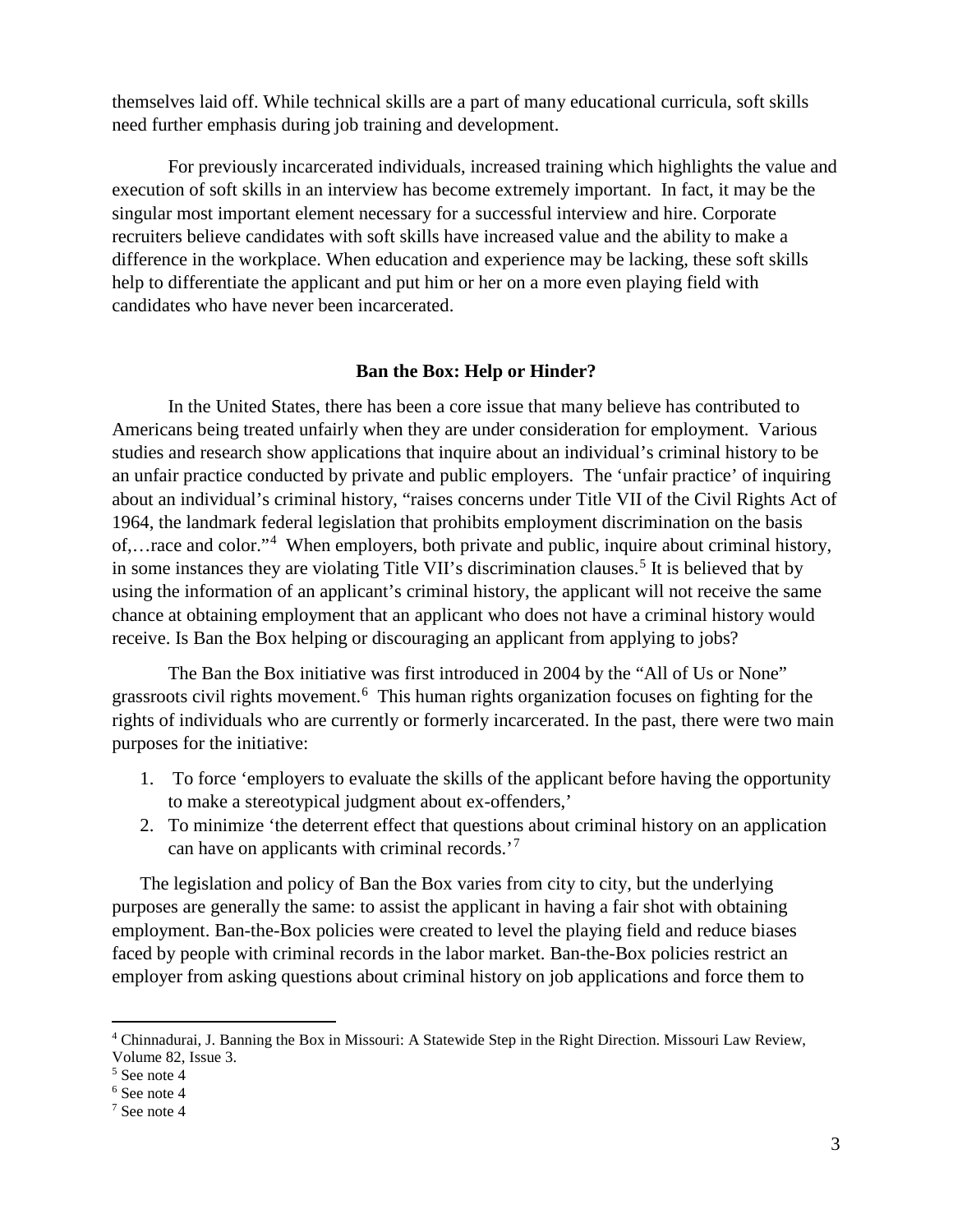themselves laid off. While technical skills are a part of many educational curricula, soft skills need further emphasis during job training and development.

For previously incarcerated individuals, increased training which highlights the value and execution of soft skills in an interview has become extremely important. In fact, it may be the singular most important element necessary for a successful interview and hire. Corporate recruiters believe candidates with soft skills have increased value and the ability to make a difference in the workplace. When education and experience may be lacking, these soft skills help to differentiate the applicant and put him or her on a more even playing field with candidates who have never been incarcerated.

## Ban the Box: Help or Hinder?

In the United States, there has been a core issue that many believe has contributed to Americans being treated unfairly when they are under consideration for employment. Various studies and research show applications that inquire about an individual's criminal history to be an unfair practice conducted by private and public employers. The 'unfair practice' of inquiring about an individual's criminal history, "raises concerns under Title VII of the Civil Rights Act of 1964, the landmark federal legislation that prohibits employment discrimination on the basis of,…race and color."[4] When employers, both private and public, inquire about criminal history, in some instances they are violating Title VII's discrimination clauses.[5] It is believed that by using the information of an applicant's criminal history, the applicant will not receive the same chance at obtaining employment that an applicant who does not have a criminal history would receive. Is Ban the Box helping or discouraging an applicant from applying to jobs?

The Ban the Box initiative was first introduced in 2004 by the "All of Us or None" grassroots civil rights movement.[6] This human rights organization focuses on fighting for the rights of individuals who are currently or formerly incarcerated. In the past, there were two main purposes for the initiative:

1. To force 'employers to evaluate the skills of the applicant before having the opportunity to make a stereotypical judgment about ex-offenders,'
2. To minimize 'the deterrent effect that questions about criminal history on an application can have on applicants with criminal records.'[7]

The legislation and policy of Ban the Box varies from city to city, but the underlying purposes are generally the same: to assist the applicant in having a fair shot with obtaining employment. Ban-the-Box policies were created to level the playing field and reduce biases faced by people with criminal records in the labor market. Ban-the-Box policies restrict an employer from asking questions about criminal history on job applications and force them to

---

[4] Chinnadurai, J. Banning the Box in Missouri: A Statewide Step in the Right Direction. Missouri Law Review, Volume 82, Issue 3.

[5] See note 4

[6] See note 4

[7] See note 4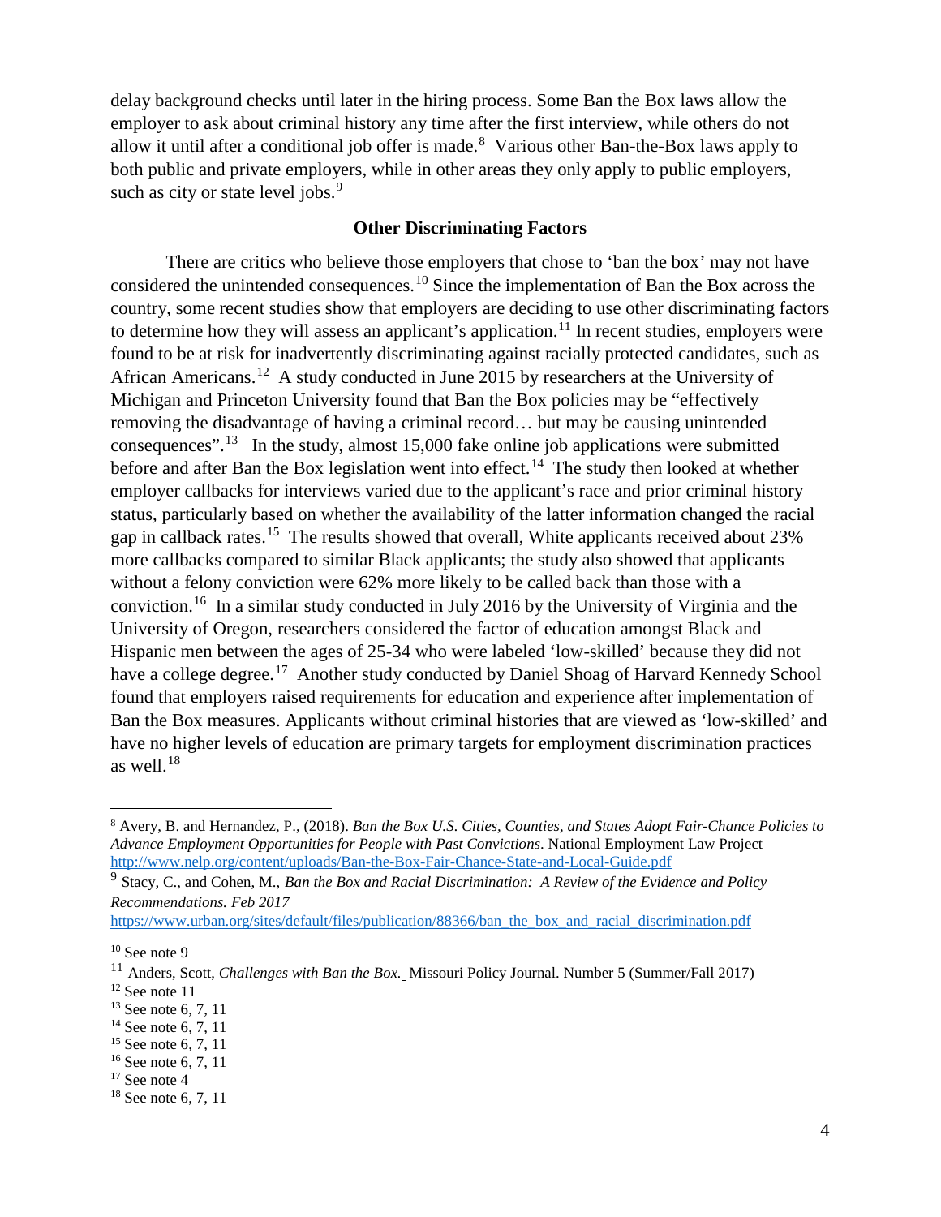delay background checks until later in the hiring process. Some Ban the Box laws allow the employer to ask about criminal history any time after the first interview, while others do not allow it until after a conditional job offer is made.[8] Various other Ban-the-Box laws apply to both public and private employers, while in other areas they only apply to public employers, such as city or state level jobs.[9]

### Other Discriminating Factors

There are critics who believe those employers that chose to 'ban the box' may not have considered the unintended consequences.[10] Since the implementation of Ban the Box across the country, some recent studies show that employers are deciding to use other discriminating factors to determine how they will assess an applicant's application.[11] In recent studies, employers were found to be at risk for inadvertently discriminating against racially protected candidates, such as African Americans.[12] A study conducted in June 2015 by researchers at the University of Michigan and Princeton University found that Ban the Box policies may be "effectively removing the disadvantage of having a criminal record… but may be causing unintended consequences".[13] In the study, almost 15,000 fake online job applications were submitted before and after Ban the Box legislation went into effect.[14] The study then looked at whether employer callbacks for interviews varied due to the applicant's race and prior criminal history status, particularly based on whether the availability of the latter information changed the racial gap in callback rates.[15] The results showed that overall, White applicants received about 23% more callbacks compared to similar Black applicants; the study also showed that applicants without a felony conviction were 62% more likely to be called back than those with a conviction.[16] In a similar study conducted in July 2016 by the University of Virginia and the University of Oregon, researchers considered the factor of education amongst Black and Hispanic men between the ages of 25-34 who were labeled 'low-skilled' because they did not have a college degree.[17] Another study conducted by Daniel Shoag of Harvard Kennedy School found that employers raised requirements for education and experience after implementation of Ban the Box measures. Applicants without criminal histories that are viewed as 'low-skilled' and have no higher levels of education are primary targets for employment discrimination practices as well.[18]

---

[8] Avery, B. and Hernandez, P., (2018). *Ban the Box U.S. Cities, Counties, and States Adopt Fair-Chance Policies to Advance Employment Opportunities for People with Past Convictions*. National Employment Law Project http://www.nelp.org/content/uploads/Ban-the-Box-Fair-Chance-State-and-Local-Guide.pdf

[9] Stacy, C., and Cohen, M., *Ban the Box and Racial Discrimination: A Review of the Evidence and Policy Recommendations. Feb 2017* https://www.urban.org/sites/default/files/publication/88366/ban_the_box_and_racial_discrimination.pdf

[10] See note 9

[11] Anders, Scott, *Challenges with Ban the Box.* Missouri Policy Journal. Number 5 (Summer/Fall 2017)

[12] See note 11

[13] See note 6, 7, 11

[14] See note 6, 7, 11

[15] See note 6, 7, 11

[16] See note 6, 7, 11

[17] See note 4

[18] See note 6, 7, 11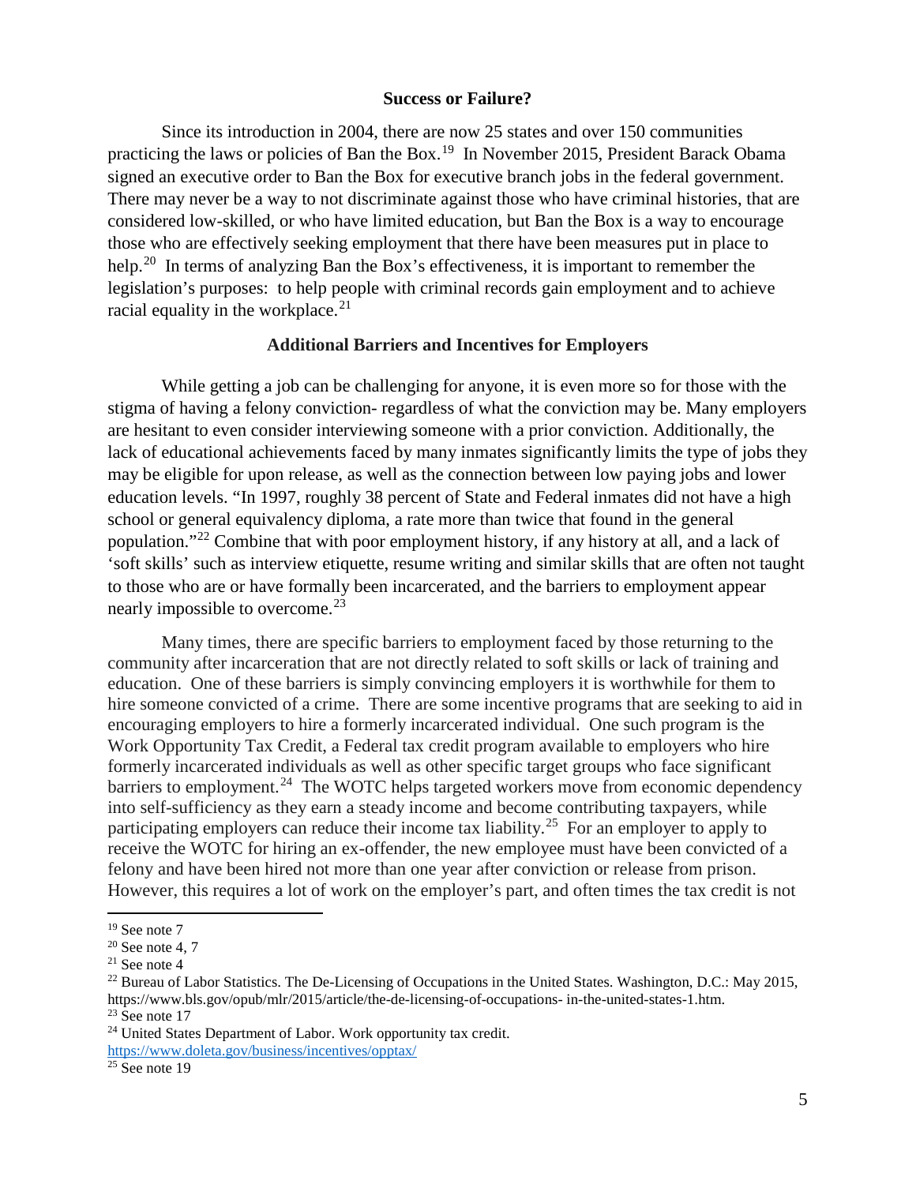**Success or Failure?**

Since its introduction in 2004, there are now 25 states and over 150 communities practicing the laws or policies of Ban the Box.[19] In November 2015, President Barack Obama signed an executive order to Ban the Box for executive branch jobs in the federal government. There may never be a way to not discriminate against those who have criminal histories, that are considered low-skilled, or who have limited education, but Ban the Box is a way to encourage those who are effectively seeking employment that there have been measures put in place to help.[20] In terms of analyzing Ban the Box's effectiveness, it is important to remember the legislation's purposes: to help people with criminal records gain employment and to achieve racial equality in the workplace.[21]

**Additional Barriers and Incentives for Employers**

While getting a job can be challenging for anyone, it is even more so for those with the stigma of having a felony conviction- regardless of what the conviction may be. Many employers are hesitant to even consider interviewing someone with a prior conviction. Additionally, the lack of educational achievements faced by many inmates significantly limits the type of jobs they may be eligible for upon release, as well as the connection between low paying jobs and lower education levels. "In 1997, roughly 38 percent of State and Federal inmates did not have a high school or general equivalency diploma, a rate more than twice that found in the general population."[22] Combine that with poor employment history, if any history at all, and a lack of 'soft skills' such as interview etiquette, resume writing and similar skills that are often not taught to those who are or have formally been incarcerated, and the barriers to employment appear nearly impossible to overcome.[23]

Many times, there are specific barriers to employment faced by those returning to the community after incarceration that are not directly related to soft skills or lack of training and education. One of these barriers is simply convincing employers it is worthwhile for them to hire someone convicted of a crime. There are some incentive programs that are seeking to aid in encouraging employers to hire a formerly incarcerated individual. One such program is the Work Opportunity Tax Credit, a Federal tax credit program available to employers who hire formerly incarcerated individuals as well as other specific target groups who face significant barriers to employment.[24] The WOTC helps targeted workers move from economic dependency into self-sufficiency as they earn a steady income and become contributing taxpayers, while participating employers can reduce their income tax liability.[25] For an employer to apply to receive the WOTC for hiring an ex-offender, the new employee must have been convicted of a felony and have been hired not more than one year after conviction or release from prison. However, this requires a lot of work on the employer's part, and often times the tax credit is not

---

[19] See note 7

[20] See note 4, 7

[21] See note 4

[22] Bureau of Labor Statistics. The De-Licensing of Occupations in the United States. Washington, D.C.: May 2015, https://www.bls.gov/opub/mlr/2015/article/the-de-licensing-of-occupations- in-the-united-states-1.htm.

[23] See note 17

[24] United States Department of Labor. Work opportunity tax credit. https://www.doleta.gov/business/incentives/opptax/

[25] See note 19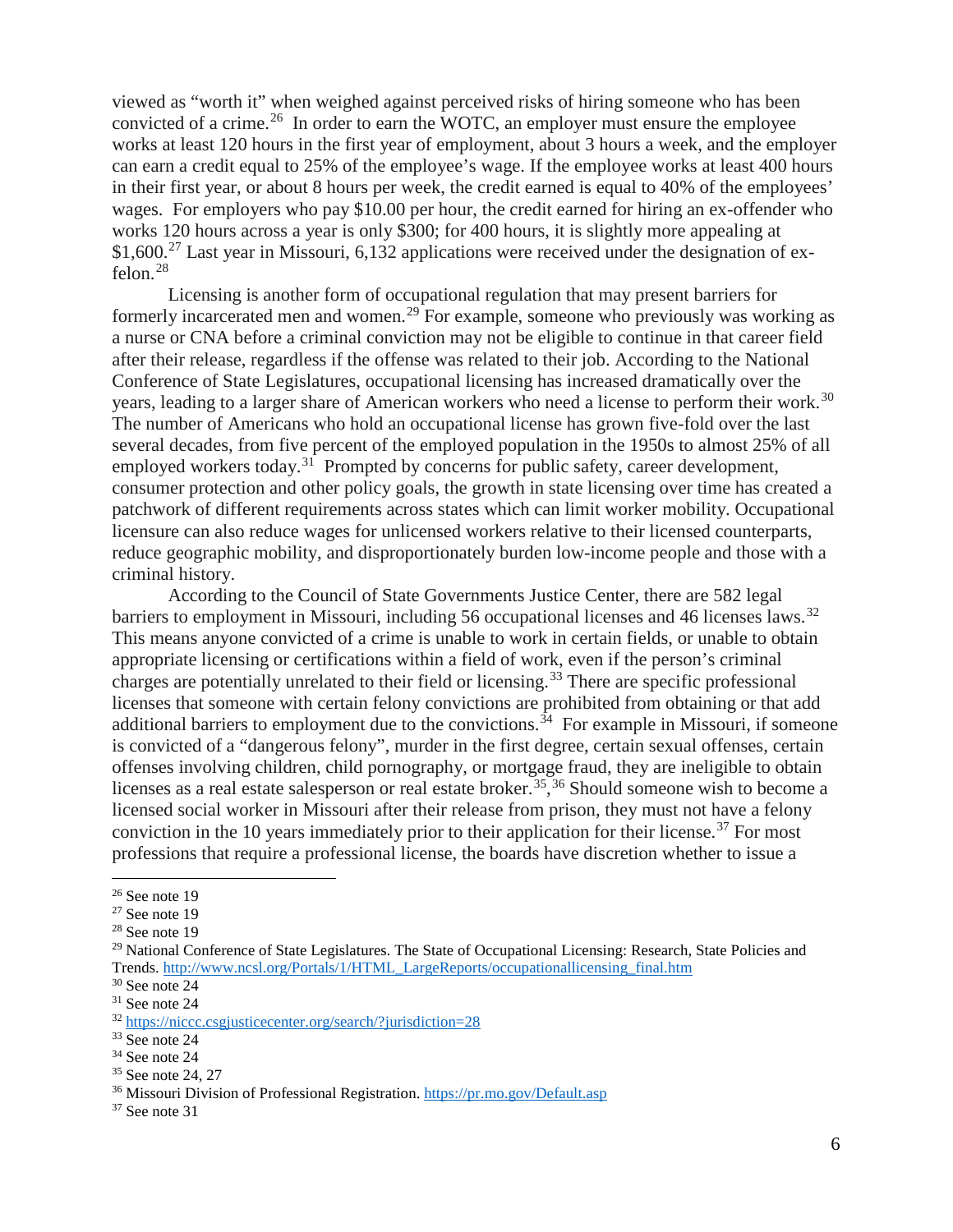viewed as "worth it" when weighed against perceived risks of hiring someone who has been convicted of a crime.[26] In order to earn the WOTC, an employer must ensure the employee works at least 120 hours in the first year of employment, about 3 hours a week, and the employer can earn a credit equal to 25% of the employee's wage. If the employee works at least 400 hours in their first year, or about 8 hours per week, the credit earned is equal to 40% of the employees' wages. For employers who pay $10.00 per hour, the credit earned for hiring an ex-offender who works 120 hours across a year is only $300; for 400 hours, it is slightly more appealing at $1,600.[27] Last year in Missouri, 6,132 applications were received under the designation of ex-felon.[28]

Licensing is another form of occupational regulation that may present barriers for formerly incarcerated men and women.[29] For example, someone who previously was working as a nurse or CNA before a criminal conviction may not be eligible to continue in that career field after their release, regardless if the offense was related to their job. According to the National Conference of State Legislatures, occupational licensing has increased dramatically over the years, leading to a larger share of American workers who need a license to perform their work.[30] The number of Americans who hold an occupational license has grown five-fold over the last several decades, from five percent of the employed population in the 1950s to almost 25% of all employed workers today.[31] Prompted by concerns for public safety, career development, consumer protection and other policy goals, the growth in state licensing over time has created a patchwork of different requirements across states which can limit worker mobility. Occupational licensure can also reduce wages for unlicensed workers relative to their licensed counterparts, reduce geographic mobility, and disproportionately burden low-income people and those with a criminal history.

According to the Council of State Governments Justice Center, there are 582 legal barriers to employment in Missouri, including 56 occupational licenses and 46 licenses laws.[32] This means anyone convicted of a crime is unable to work in certain fields, or unable to obtain appropriate licensing or certifications within a field of work, even if the person's criminal charges are potentially unrelated to their field or licensing.[33] There are specific professional licenses that someone with certain felony convictions are prohibited from obtaining or that add additional barriers to employment due to the convictions.[34] For example in Missouri, if someone is convicted of a "dangerous felony", murder in the first degree, certain sexual offenses, certain offenses involving children, child pornography, or mortgage fraud, they are ineligible to obtain licenses as a real estate salesperson or real estate broker.[35],[36] Should someone wish to become a licensed social worker in Missouri after their release from prison, they must not have a felony conviction in the 10 years immediately prior to their application for their license.[37] For most professions that require a professional license, the boards have discretion whether to issue a

---

[26] See note 19

[27] See note 19

[28] See note 19

[29] National Conference of State Legislatures. The State of Occupational Licensing: Research, State Policies and Trends. http://www.ncsl.org/Portals/1/HTML_LargeReports/occupationallicensing_final.htm

[30] See note 24

[31] See note 24

[32] https://niccc.csgjusticecenter.org/search/?jurisdiction=28

[33] See note 24

[34] See note 24

[35] See note 24, 27

[36] Missouri Division of Professional Registration. https://pr.mo.gov/Default.asp

[37] See note 31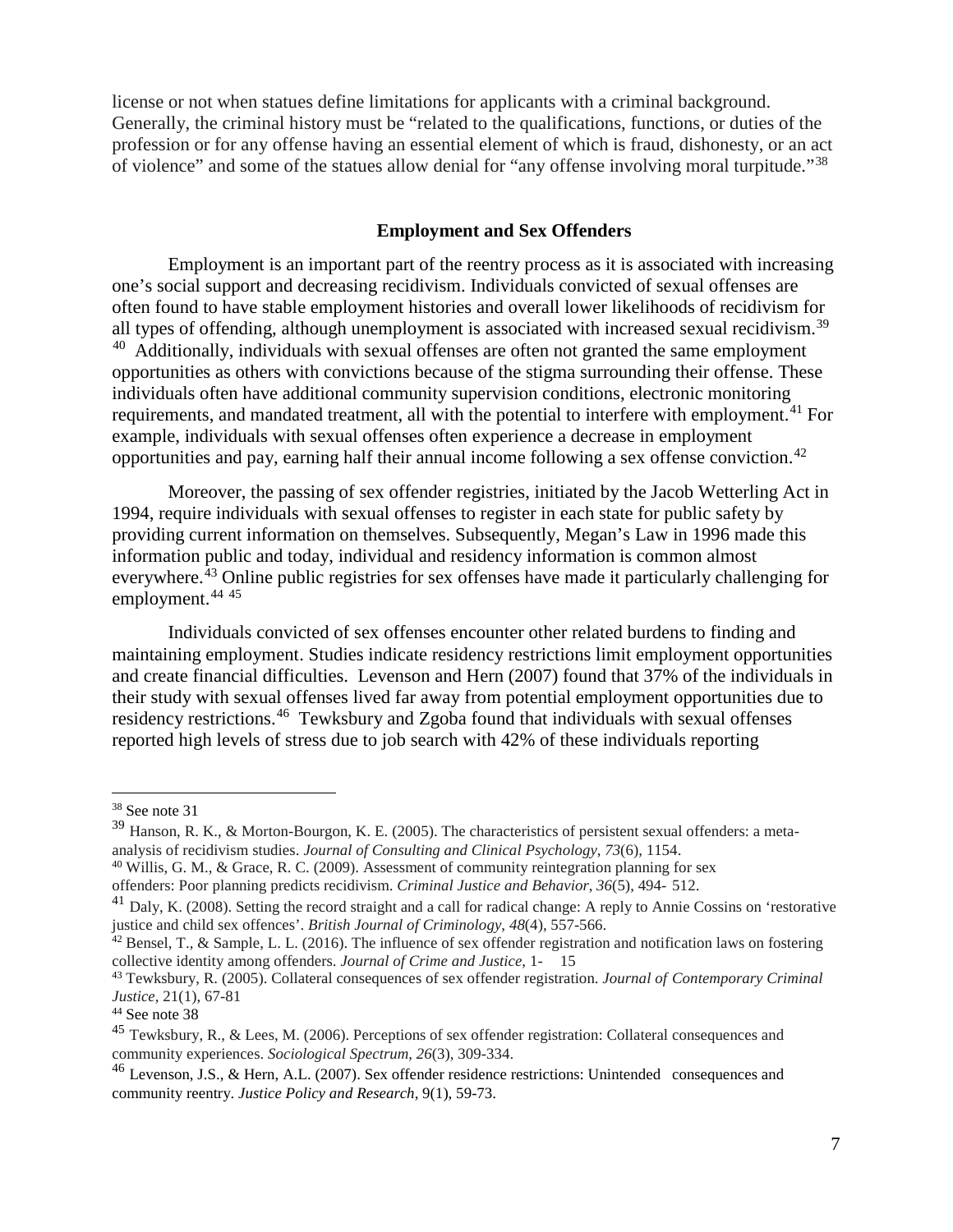license or not when statues define limitations for applicants with a criminal background. Generally, the criminal history must be "related to the qualifications, functions, or duties of the profession or for any offense having an essential element of which is fraud, dishonesty, or an act of violence" and some of the statues allow denial for "any offense involving moral turpitude."[38]

## Employment and Sex Offenders

Employment is an important part of the reentry process as it is associated with increasing one's social support and decreasing recidivism. Individuals convicted of sexual offenses are often found to have stable employment histories and overall lower likelihoods of recidivism for all types of offending, although unemployment is associated with increased sexual recidivism.[39] [40] Additionally, individuals with sexual offenses are often not granted the same employment opportunities as others with convictions because of the stigma surrounding their offense. These individuals often have additional community supervision conditions, electronic monitoring requirements, and mandated treatment, all with the potential to interfere with employment.[41] For example, individuals with sexual offenses often experience a decrease in employment opportunities and pay, earning half their annual income following a sex offense conviction.[42]

Moreover, the passing of sex offender registries, initiated by the Jacob Wetterling Act in 1994, require individuals with sexual offenses to register in each state for public safety by providing current information on themselves. Subsequently, Megan's Law in 1996 made this information public and today, individual and residency information is common almost everywhere.[43] Online public registries for sex offenses have made it particularly challenging for employment.[44] [45]

Individuals convicted of sex offenses encounter other related burdens to finding and maintaining employment. Studies indicate residency restrictions limit employment opportunities and create financial difficulties. Levenson and Hern (2007) found that 37% of the individuals in their study with sexual offenses lived far away from potential employment opportunities due to residency restrictions.[46] Tewksbury and Zgoba found that individuals with sexual offenses reported high levels of stress due to job search with 42% of these individuals reporting

---

[38] See note 31

[39] Hanson, R. K., & Morton-Bourgon, K. E. (2005). The characteristics of persistent sexual offenders: a meta-analysis of recidivism studies. *Journal of Consulting and Clinical Psychology*, *73*(6), 1154.

[40] Willis, G. M., & Grace, R. C. (2009). Assessment of community reintegration planning for sex offenders: Poor planning predicts recidivism. *Criminal Justice and Behavior*, *36*(5), 494- 512.

[41] Daly, K. (2008). Setting the record straight and a call for radical change: A reply to Annie Cossins on 'restorative justice and child sex offences'. *British Journal of Criminology*, *48*(4), 557-566.

[42] Bensel, T., & Sample, L. L. (2016). The influence of sex offender registration and notification laws on fostering collective identity among offenders. *Journal of Crime and Justice*, 1- 15

[43] Tewksbury, R. (2005). Collateral consequences of sex offender registration. *Journal of Contemporary Criminal Justice*, 21(1), 67-81

[44] See note 38

[45] Tewksbury, R., & Lees, M. (2006). Perceptions of sex offender registration: Collateral consequences and community experiences. *Sociological Spectrum*, *26*(3), 309-334.

[46] Levenson, J.S., & Hern, A.L. (2007). Sex offender residence restrictions: Unintended consequences and community reentry. *Justice Policy and Research*, 9(1), 59-73.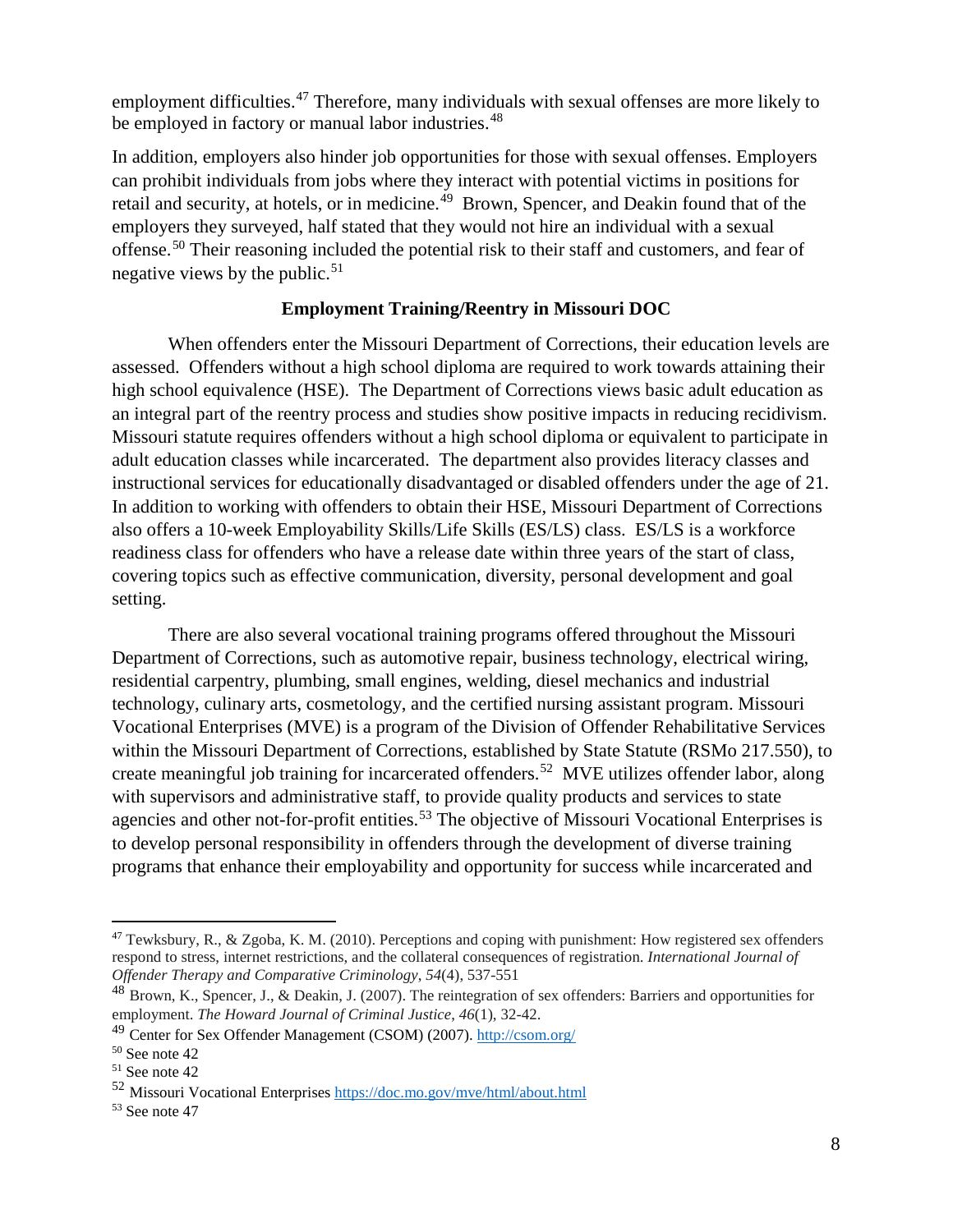employment difficulties.[47] Therefore, many individuals with sexual offenses are more likely to be employed in factory or manual labor industries.[48]

In addition, employers also hinder job opportunities for those with sexual offenses. Employers can prohibit individuals from jobs where they interact with potential victims in positions for retail and security, at hotels, or in medicine.[49] Brown, Spencer, and Deakin found that of the employers they surveyed, half stated that they would not hire an individual with a sexual offense.[50] Their reasoning included the potential risk to their staff and customers, and fear of negative views by the public.[51]

**Employment Training/Reentry in Missouri DOC**

When offenders enter the Missouri Department of Corrections, their education levels are assessed. Offenders without a high school diploma are required to work towards attaining their high school equivalence (HSE). The Department of Corrections views basic adult education as an integral part of the reentry process and studies show positive impacts in reducing recidivism. Missouri statute requires offenders without a high school diploma or equivalent to participate in adult education classes while incarcerated. The department also provides literacy classes and instructional services for educationally disadvantaged or disabled offenders under the age of 21. In addition to working with offenders to obtain their HSE, Missouri Department of Corrections also offers a 10-week Employability Skills/Life Skills (ES/LS) class. ES/LS is a workforce readiness class for offenders who have a release date within three years of the start of class, covering topics such as effective communication, diversity, personal development and goal setting.

There are also several vocational training programs offered throughout the Missouri Department of Corrections, such as automotive repair, business technology, electrical wiring, residential carpentry, plumbing, small engines, welding, diesel mechanics and industrial technology, culinary arts, cosmetology, and the certified nursing assistant program. Missouri Vocational Enterprises (MVE) is a program of the Division of Offender Rehabilitative Services within the Missouri Department of Corrections, established by State Statute (RSMo 217.550), to create meaningful job training for incarcerated offenders.[52] MVE utilizes offender labor, along with supervisors and administrative staff, to provide quality products and services to state agencies and other not-for-profit entities.[53] The objective of Missouri Vocational Enterprises is to develop personal responsibility in offenders through the development of diverse training programs that enhance their employability and opportunity for success while incarcerated and

---

[47] Tewksbury, R., & Zgoba, K. M. (2010). Perceptions and coping with punishment: How registered sex offenders respond to stress, internet restrictions, and the collateral consequences of registration. *International Journal of Offender Therapy and Comparative Criminology*, *54*(4), 537-551

[48] Brown, K., Spencer, J., & Deakin, J. (2007). The reintegration of sex offenders: Barriers and opportunities for employment. *The Howard Journal of Criminal Justice*, *46*(1), 32-42.

[49] Center for Sex Offender Management (CSOM) (2007). http://csom.org/

[50] See note 42

[51] See note 42

[52] Missouri Vocational Enterprises https://doc.mo.gov/mve/html/about.html

[53] See note 47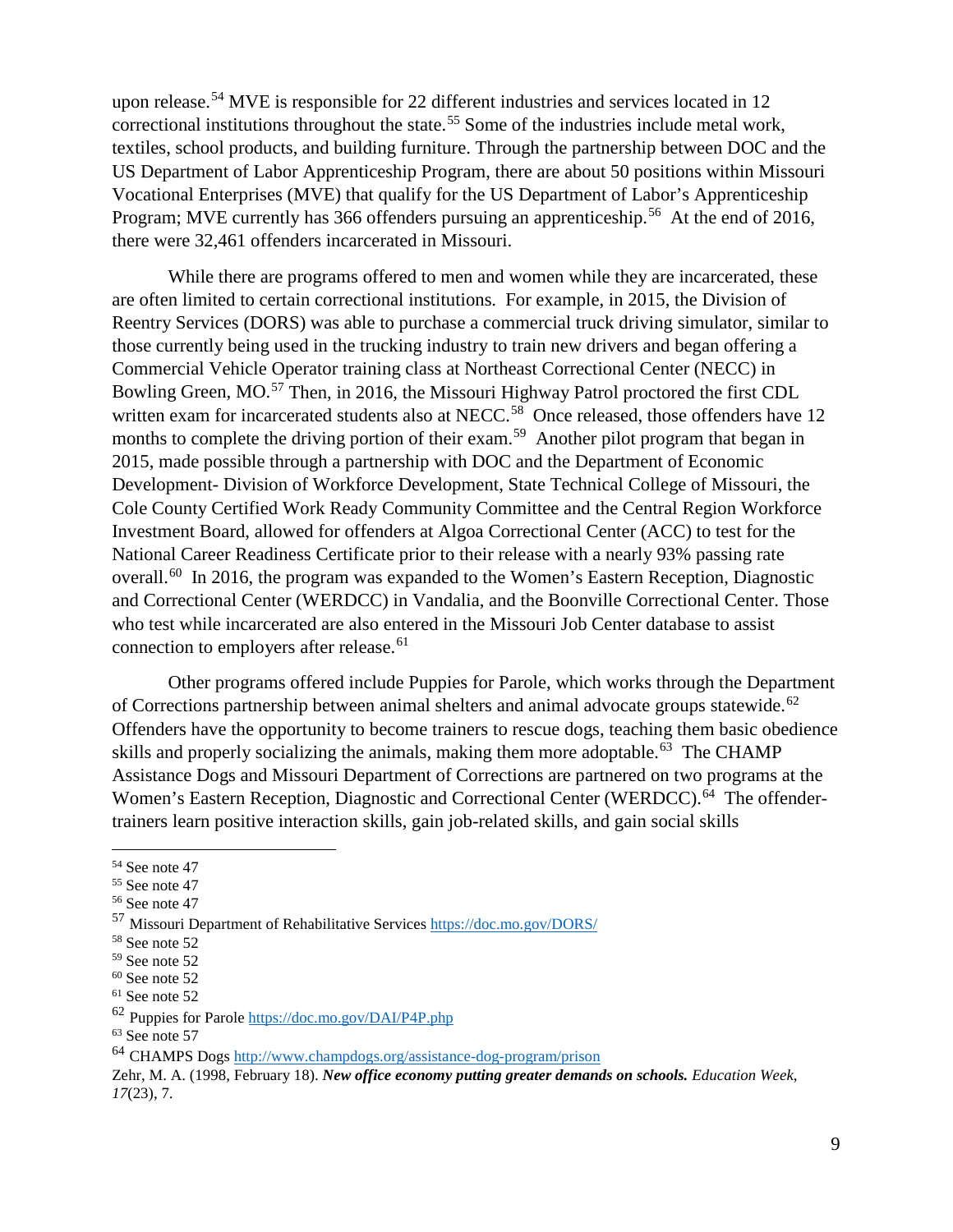upon release.[54] MVE is responsible for 22 different industries and services located in 12 correctional institutions throughout the state.[55] Some of the industries include metal work, textiles, school products, and building furniture. Through the partnership between DOC and the US Department of Labor Apprenticeship Program, there are about 50 positions within Missouri Vocational Enterprises (MVE) that qualify for the US Department of Labor's Apprenticeship Program; MVE currently has 366 offenders pursuing an apprenticeship.[56] At the end of 2016, there were 32,461 offenders incarcerated in Missouri.

While there are programs offered to men and women while they are incarcerated, these are often limited to certain correctional institutions. For example, in 2015, the Division of Reentry Services (DORS) was able to purchase a commercial truck driving simulator, similar to those currently being used in the trucking industry to train new drivers and began offering a Commercial Vehicle Operator training class at Northeast Correctional Center (NECC) in Bowling Green, MO.[57] Then, in 2016, the Missouri Highway Patrol proctored the first CDL written exam for incarcerated students also at NECC.[58] Once released, those offenders have 12 months to complete the driving portion of their exam.[59] Another pilot program that began in 2015, made possible through a partnership with DOC and the Department of Economic Development- Division of Workforce Development, State Technical College of Missouri, the Cole County Certified Work Ready Community Committee and the Central Region Workforce Investment Board, allowed for offenders at Algoa Correctional Center (ACC) to test for the National Career Readiness Certificate prior to their release with a nearly 93% passing rate overall.[60] In 2016, the program was expanded to the Women's Eastern Reception, Diagnostic and Correctional Center (WERDCC) in Vandalia, and the Boonville Correctional Center. Those who test while incarcerated are also entered in the Missouri Job Center database to assist connection to employers after release.[61]

Other programs offered include Puppies for Parole, which works through the Department of Corrections partnership between animal shelters and animal advocate groups statewide.[62] Offenders have the opportunity to become trainers to rescue dogs, teaching them basic obedience skills and properly socializing the animals, making them more adoptable.[63] The CHAMP Assistance Dogs and Missouri Department of Corrections are partnered on two programs at the Women's Eastern Reception, Diagnostic and Correctional Center (WERDCC).[64] The offender-trainers learn positive interaction skills, gain job-related skills, and gain social skills

---

[54] See note 47
[55] See note 47
[56] See note 47
[57] Missouri Department of Rehabilitative Services https://doc.mo.gov/DORS/
[58] See note 52
[59] See note 52
[60] See note 52
[61] See note 52
[62] Puppies for Parole https://doc.mo.gov/DAI/P4P.php
[63] See note 57
[64] CHAMPS Dogs http://www.champdogs.org/assistance-dog-program/prison

Zehr, M. A. (1998, February 18). ***New office economy putting greater demands on schools.*** *Education Week, 17*(23), 7.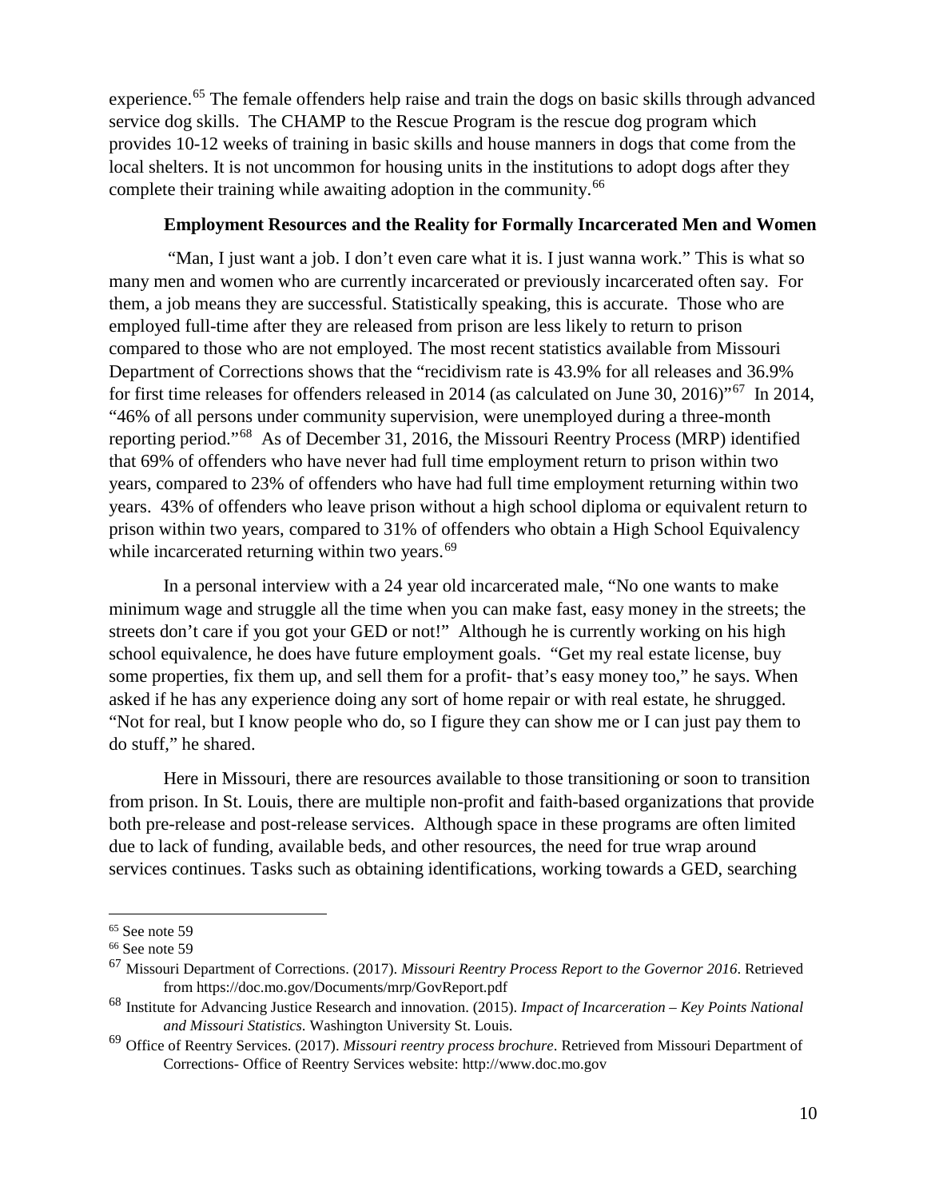experience.[65] The female offenders help raise and train the dogs on basic skills through advanced service dog skills. The CHAMP to the Rescue Program is the rescue dog program which provides 10-12 weeks of training in basic skills and house manners in dogs that come from the local shelters. It is not uncommon for housing units in the institutions to adopt dogs after they complete their training while awaiting adoption in the community.[66]

### Employment Resources and the Reality for Formally Incarcerated Men and Women

"Man, I just want a job. I don't even care what it is. I just wanna work." This is what so many men and women who are currently incarcerated or previously incarcerated often say. For them, a job means they are successful. Statistically speaking, this is accurate. Those who are employed full-time after they are released from prison are less likely to return to prison compared to those who are not employed. The most recent statistics available from Missouri Department of Corrections shows that the "recidivism rate is 43.9% for all releases and 36.9% for first time releases for offenders released in 2014 (as calculated on June 30, 2016)"[67] In 2014, "46% of all persons under community supervision, were unemployed during a three-month reporting period."[68] As of December 31, 2016, the Missouri Reentry Process (MRP) identified that 69% of offenders who have never had full time employment return to prison within two years, compared to 23% of offenders who have had full time employment returning within two years. 43% of offenders who leave prison without a high school diploma or equivalent return to prison within two years, compared to 31% of offenders who obtain a High School Equivalency while incarcerated returning within two years.[69]

In a personal interview with a 24 year old incarcerated male, "No one wants to make minimum wage and struggle all the time when you can make fast, easy money in the streets; the streets don't care if you got your GED or not!" Although he is currently working on his high school equivalence, he does have future employment goals. "Get my real estate license, buy some properties, fix them up, and sell them for a profit- that's easy money too," he says. When asked if he has any experience doing any sort of home repair or with real estate, he shrugged. "Not for real, but I know people who do, so I figure they can show me or I can just pay them to do stuff," he shared.

Here in Missouri, there are resources available to those transitioning or soon to transition from prison. In St. Louis, there are multiple non-profit and faith-based organizations that provide both pre-release and post-release services. Although space in these programs are often limited due to lack of funding, available beds, and other resources, the need for true wrap around services continues. Tasks such as obtaining identifications, working towards a GED, searching

---

[65] See note 59

[66] See note 59

[67] Missouri Department of Corrections. (2017). *Missouri Reentry Process Report to the Governor 2016*. Retrieved from https://doc.mo.gov/Documents/mrp/GovReport.pdf

[68] Institute for Advancing Justice Research and innovation. (2015). *Impact of Incarceration – Key Points National and Missouri Statistics*. Washington University St. Louis.

[69] Office of Reentry Services. (2017). *Missouri reentry process brochure*. Retrieved from Missouri Department of Corrections- Office of Reentry Services website: http://www.doc.mo.gov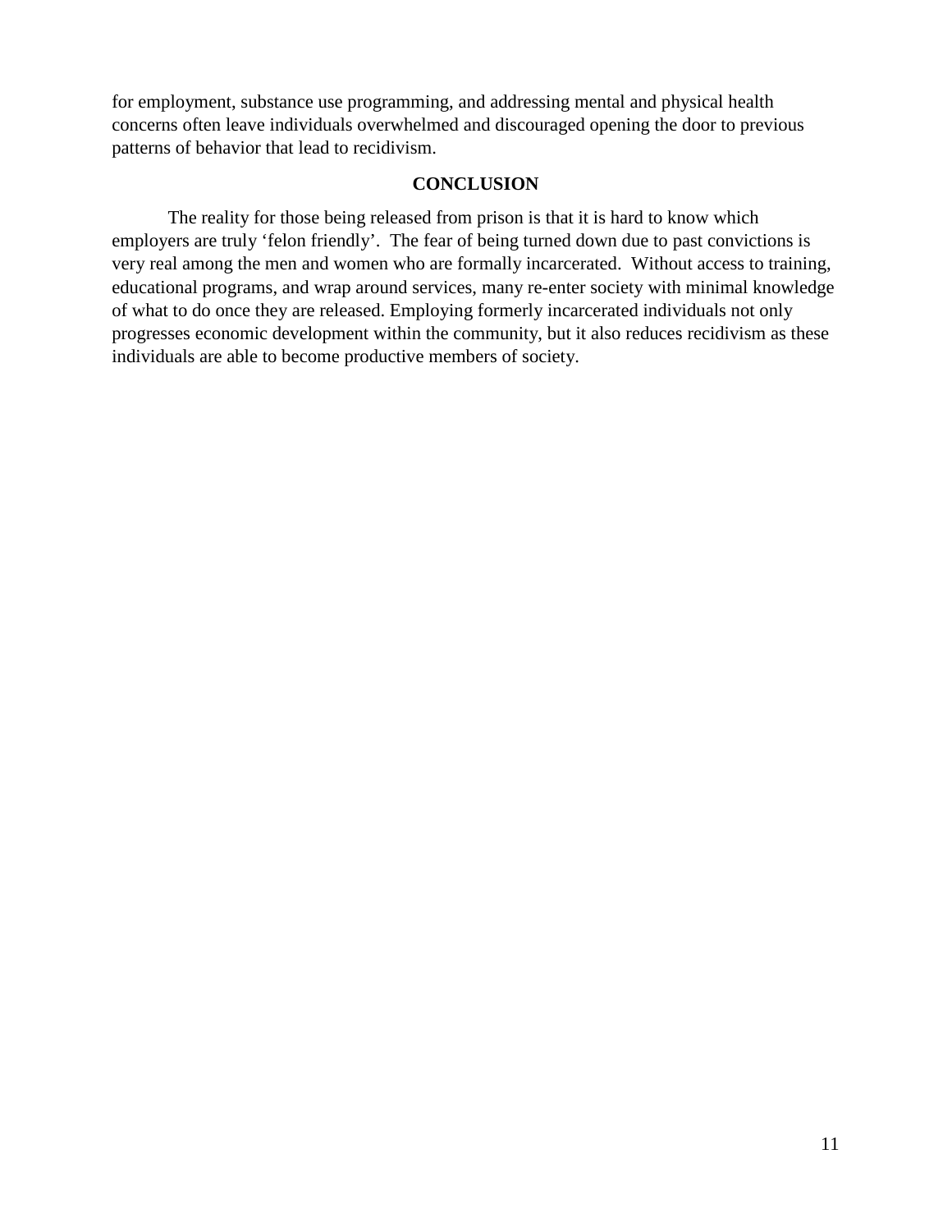for employment, substance use programming, and addressing mental and physical health concerns often leave individuals overwhelmed and discouraged opening the door to previous patterns of behavior that lead to recidivism.

## CONCLUSION

The reality for those being released from prison is that it is hard to know which employers are truly 'felon friendly'. The fear of being turned down due to past convictions is very real among the men and women who are formally incarcerated. Without access to training, educational programs, and wrap around services, many re-enter society with minimal knowledge of what to do once they are released. Employing formerly incarcerated individuals not only progresses economic development within the community, but it also reduces recidivism as these individuals are able to become productive members of society.